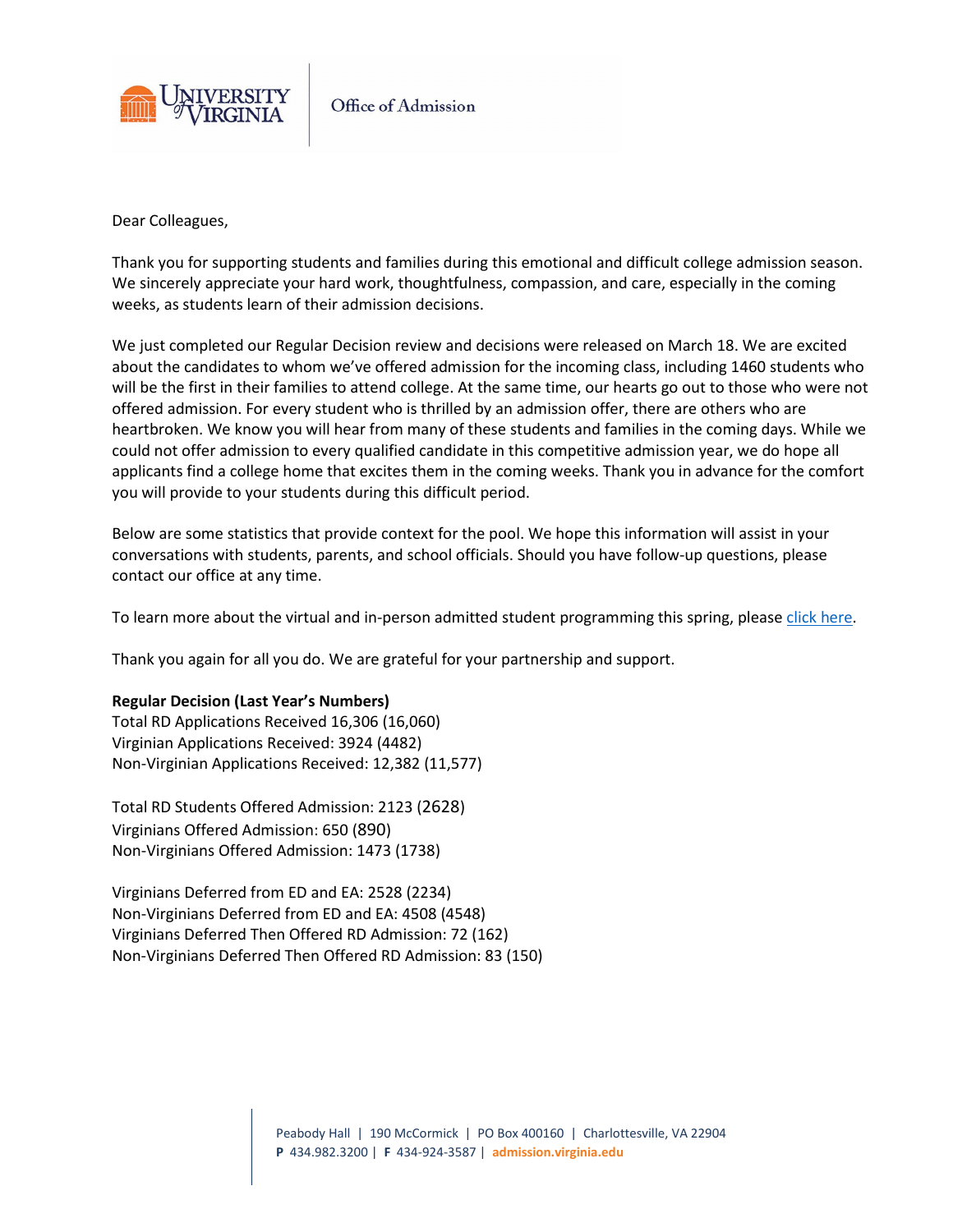University of Virginia | Office of Admission

Dear Colleagues,

Thank you for supporting students and families during this emotional and difficult college admission season. We sincerely appreciate your hard work, thoughtfulness, compassion, and care, especially in the coming weeks, as students learn of their admission decisions.

We just completed our Regular Decision review and decisions were released on March 18. We are excited about the candidates to whom we've offered admission for the incoming class, including 1460 students who will be the first in their families to attend college. At the same time, our hearts go out to those who were not offered admission. For every student who is thrilled by an admission offer, there are others who are heartbroken. We know you will hear from many of these students and families in the coming days. While we could not offer admission to every qualified candidate in this competitive admission year, we do hope all applicants find a college home that excites them in the coming weeks. Thank you in advance for the comfort you will provide to your students during this difficult period.

Below are some statistics that provide context for the pool. We hope this information will assist in your conversations with students, parents, and school officials. Should you have follow-up questions, please contact our office at any time.

To learn more about the virtual and in-person admitted student programming this spring, please click here.

Thank you again for all you do. We are grateful for your partnership and support.

**Regular Decision (Last Year's Numbers)**
Total RD Applications Received 16,306 (16,060)
Virginian Applications Received: 3924 (4482)
Non-Virginian Applications Received: 12,382 (11,577)

Total RD Students Offered Admission: 2123 (2628)
Virginians Offered Admission: 650 (890)
Non-Virginians Offered Admission: 1473 (1738)

Virginians Deferred from ED and EA: 2528 (2234)
Non-Virginians Deferred from ED and EA: 4508 (4548)
Virginians Deferred Then Offered RD Admission: 72 (162)
Non-Virginians Deferred Then Offered RD Admission: 83 (150)

Peabody Hall | 190 McCormick | PO Box 400160 | Charlottesville, VA 22904
**P** 434.982.3200 | **F** 434-924-3587 | **admission.virginia.edu**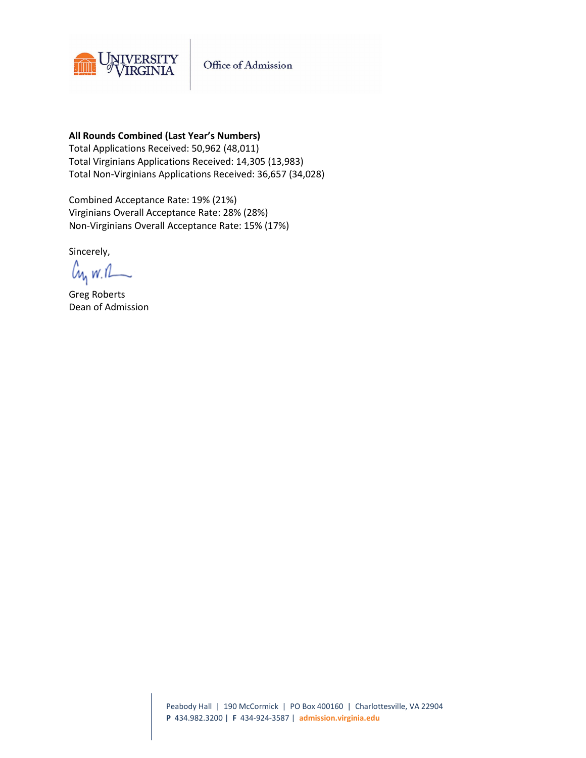**All Rounds Combined (Last Year's Numbers)**
Total Applications Received: 50,962 (48,011)
Total Virginians Applications Received: 14,305 (13,983)
Total Non-Virginians Applications Received: 36,657 (34,028)

Combined Acceptance Rate: 19% (21%)
Virginians Overall Acceptance Rate: 28% (28%)
Non-Virginians Overall Acceptance Rate: 15% (17%)

Sincerely,

Greg Roberts
Dean of Admission